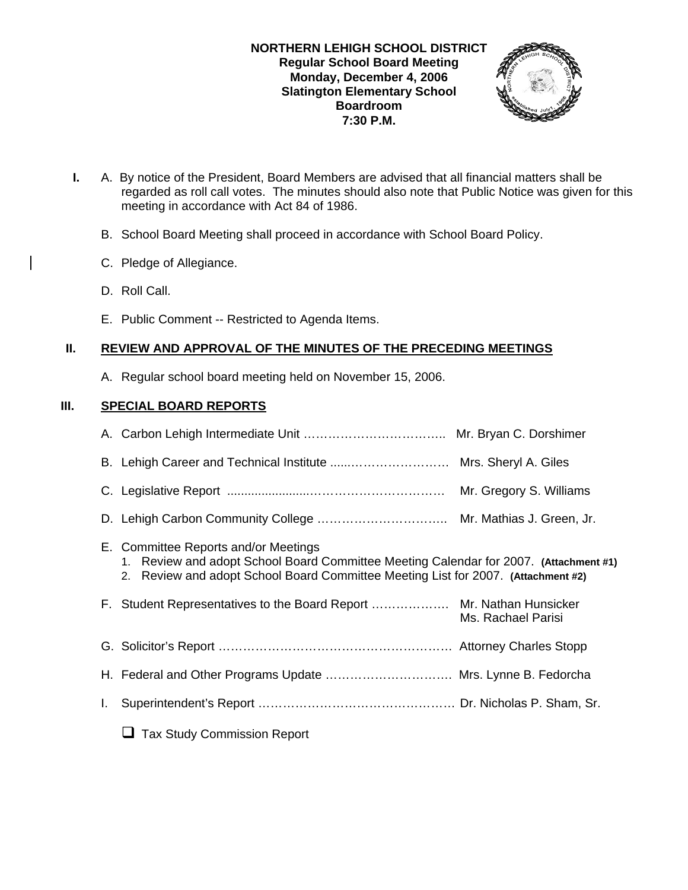**NORTHERN LEHIGH SCHOOL DISTRICT**
**Regular School Board Meeting**
**Monday, December 4, 2006**
**Slatington Elementary School**
**Boardroom**
**7:30 P.M.**

**I.** A. By notice of the President, Board Members are advised that all financial matters shall be regarded as roll call votes. The minutes should also note that Public Notice was given for this meeting in accordance with Act 84 of 1986.

B. School Board Meeting shall proceed in accordance with School Board Policy.

C. Pledge of Allegiance.

D. Roll Call.

E. Public Comment -- Restricted to Agenda Items.

## II. REVIEW AND APPROVAL OF THE MINUTES OF THE PRECEDING MEETINGS

A. Regular school board meeting held on November 15, 2006.

## III. SPECIAL BOARD REPORTS

A. Carbon Lehigh Intermediate Unit …………………………….. Mr. Bryan C. Dorshimer

B. Lehigh Career and Technical Institute .....…………………… Mrs. Sheryl A. Giles

C. Legislative Report ......................…………………………. Mr. Gregory S. Williams

D. Lehigh Carbon Community College ………………………….. Mr. Mathias J. Green, Jr.

E. Committee Reports and/or Meetings
1. Review and adopt School Board Committee Meeting Calendar for 2007. **(Attachment #1)**
2. Review and adopt School Board Committee Meeting List for 2007. **(Attachment #2)**

F. Student Representatives to the Board Report ………………. Mr. Nathan Hunsicker
Ms. Rachael Parisi

G. Solicitor's Report ………………………………………………… Attorney Charles Stopp

H. Federal and Other Programs Update …………………………. Mrs. Lynne B. Fedorcha

I. Superintendent's Report …………………………………………. Dr. Nicholas P. Sham, Sr.

- ❑ Tax Study Commission Report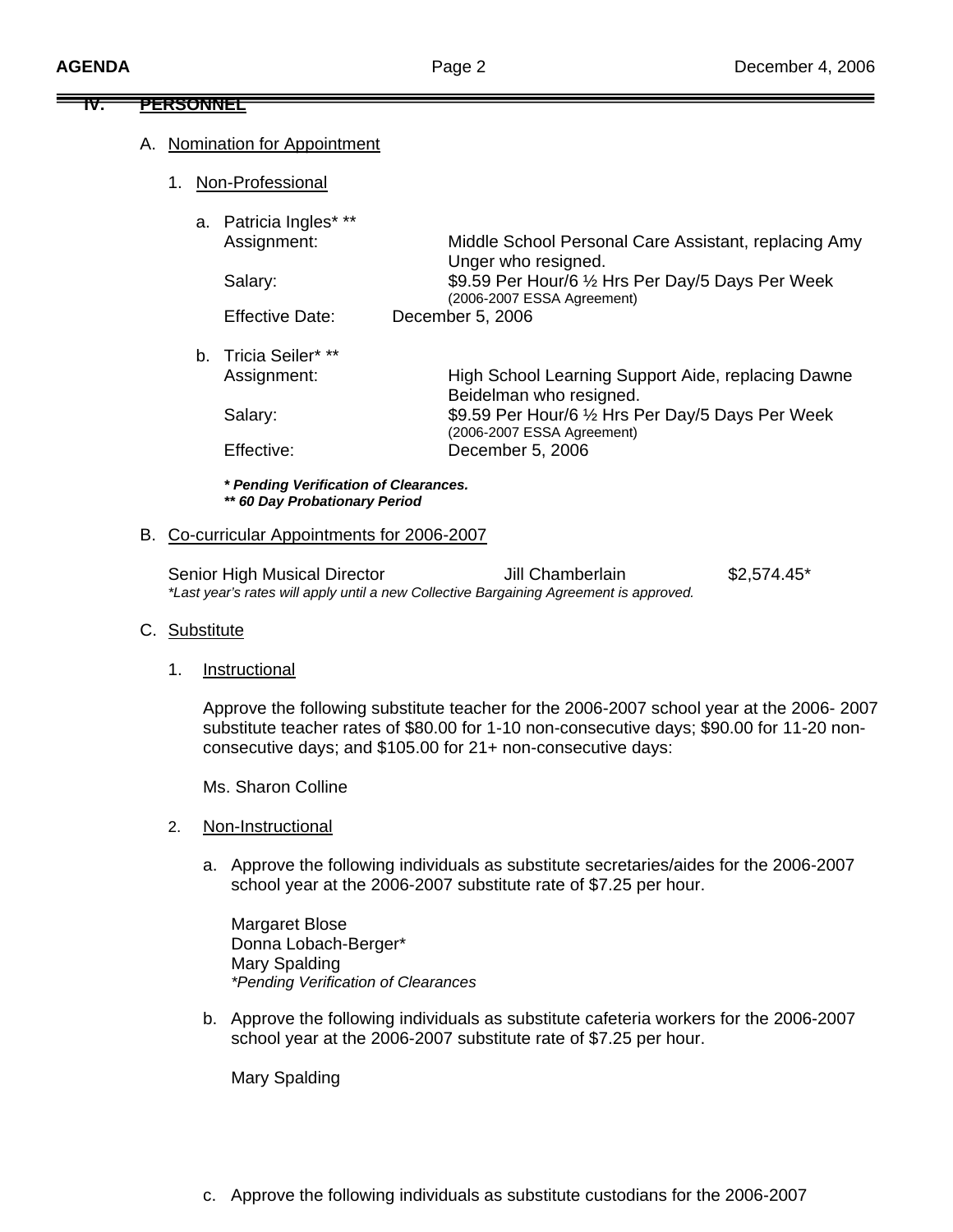## IV. PERSONNEL

A. Nomination for Appointment

1. Non-Professional

a. Patricia Ingles* **

| | |
|---|---|
| Assignment: | Middle School Personal Care Assistant, replacing Amy Unger who resigned. |
| Salary: | $9.59 Per Hour/6 ½ Hrs Per Day/5 Days Per Week (2006-2007 ESSA Agreement) |
| Effective Date: | December 5, 2006 |

b. Tricia Seiler* **

| | |
|---|---|
| Assignment: | High School Learning Support Aide, replacing Dawne Beidelman who resigned. |
| Salary: | $9.59 Per Hour/6 ½ Hrs Per Day/5 Days Per Week (2006-2007 ESSA Agreement) |
| Effective: | December 5, 2006 |

***\* Pending Verification of Clearances.***
***\*\* 60 Day Probationary Period***

B. Co-curricular Appointments for 2006-2007

| | | |
|---|---|---|
| Senior High Musical Director | Jill Chamberlain | $2,574.45* |

*\*Last year's rates will apply until a new Collective Bargaining Agreement is approved.*

C. Substitute

1. Instructional

Approve the following substitute teacher for the 2006-2007 school year at the 2006- 2007 substitute teacher rates of $80.00 for 1-10 non-consecutive days; $90.00 for 11-20 non-consecutive days; and $105.00 for 21+ non-consecutive days:

Ms. Sharon Colline

2. Non-Instructional

a. Approve the following individuals as substitute secretaries/aides for the 2006-2007 school year at the 2006-2007 substitute rate of $7.25 per hour.

Margaret Blose
Donna Lobach-Berger*
Mary Spalding
*\*Pending Verification of Clearances*

b. Approve the following individuals as substitute cafeteria workers for the 2006-2007 school year at the 2006-2007 substitute rate of $7.25 per hour.

Mary Spalding

c. Approve the following individuals as substitute custodians for the 2006-2007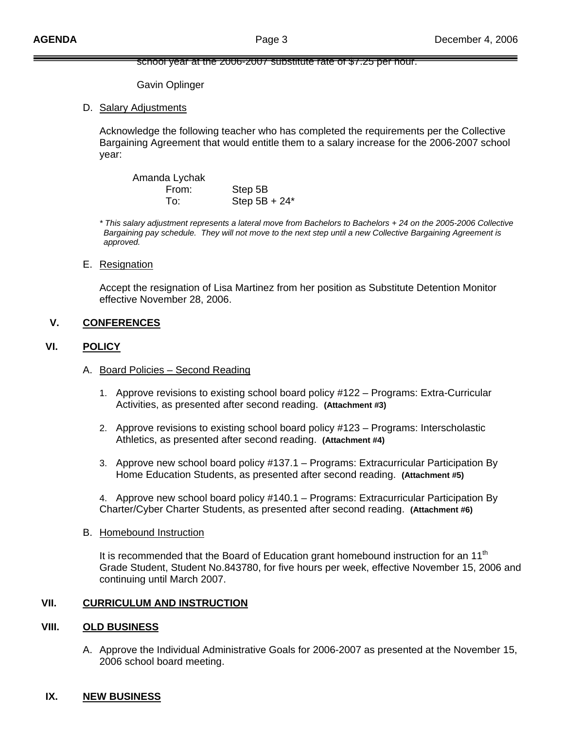school year at the 2006-2007 substitute rate of $7.25 per hour.

Gavin Oplinger

D. Salary Adjustments

Acknowledge the following teacher who has completed the requirements per the Collective Bargaining Agreement that would entitle them to a salary increase for the 2006-2007 school year:

Amanda Lychak
From: Step 5B
To: Step 5B + 24*

*\* This salary adjustment represents a lateral move from Bachelors to Bachelors + 24 on the 2005-2006 Collective Bargaining pay schedule. They will not move to the next step until a new Collective Bargaining Agreement is approved.*

E. Resignation

Accept the resignation of Lisa Martinez from her position as Substitute Detention Monitor effective November 28, 2006.

## V. CONFERENCES

## VI. POLICY

A. Board Policies – Second Reading

1. Approve revisions to existing school board policy #122 – Programs: Extra-Curricular Activities, as presented after second reading. **(Attachment #3)**

2. Approve revisions to existing school board policy #123 – Programs: Interscholastic Athletics, as presented after second reading. **(Attachment #4)**

3. Approve new school board policy #137.1 – Programs: Extracurricular Participation By Home Education Students, as presented after second reading. **(Attachment #5)**

4. Approve new school board policy #140.1 – Programs: Extracurricular Participation By Charter/Cyber Charter Students, as presented after second reading. **(Attachment #6)**

B. Homebound Instruction

It is recommended that the Board of Education grant homebound instruction for an 11th Grade Student, Student No.843780, for five hours per week, effective November 15, 2006 and continuing until March 2007.

## VII. CURRICULUM AND INSTRUCTION

## VIII. OLD BUSINESS

A. Approve the Individual Administrative Goals for 2006-2007 as presented at the November 15, 2006 school board meeting.

## IX. NEW BUSINESS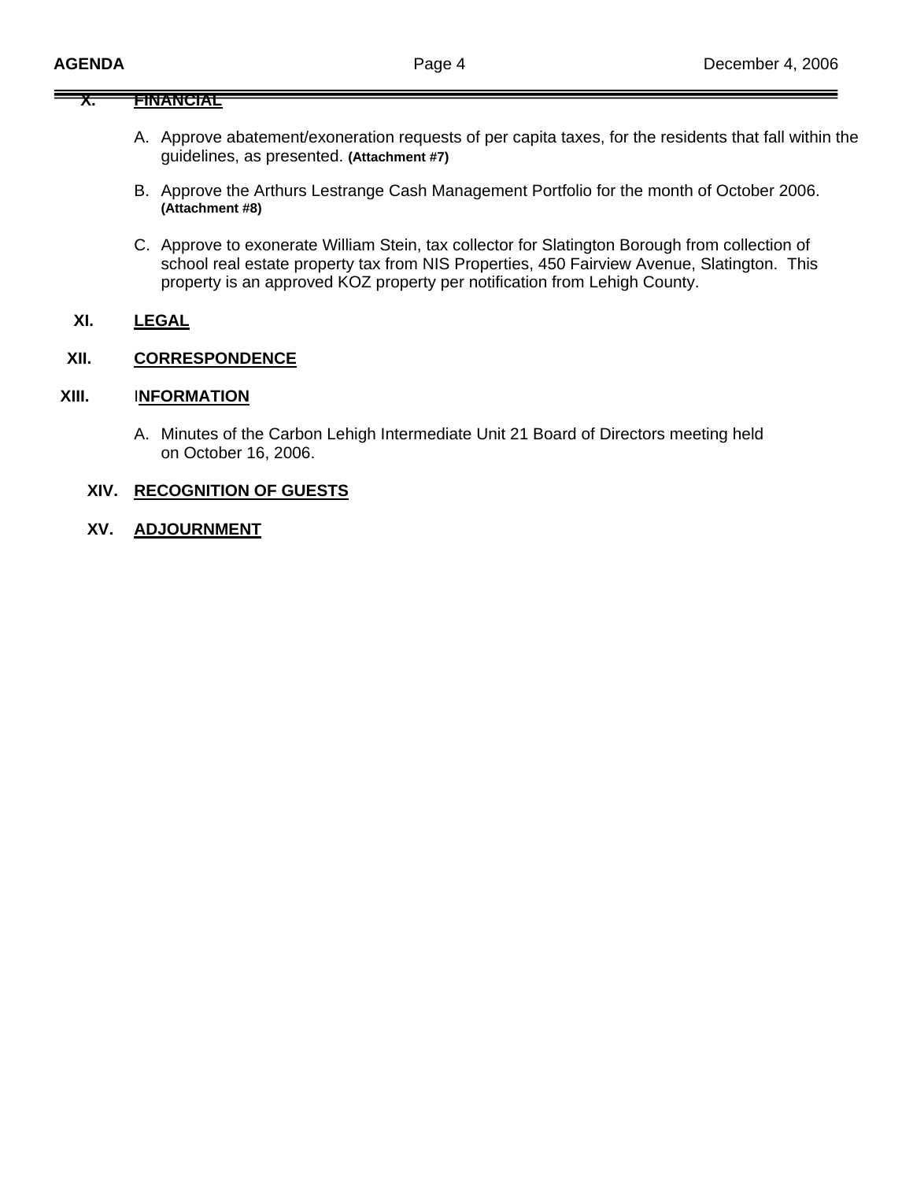## X. FINANCIAL

A. Approve abatement/exoneration requests of per capita taxes, for the residents that fall within the guidelines, as presented. **(Attachment #7)**

B. Approve the Arthurs Lestrange Cash Management Portfolio for the month of October 2006. **(Attachment #8)**

C. Approve to exonerate William Stein, tax collector for Slatington Borough from collection of school real estate property tax from NIS Properties, 450 Fairview Avenue, Slatington. This property is an approved KOZ property per notification from Lehigh County.

## XI. LEGAL

## XII. CORRESPONDENCE

## XIII. INFORMATION

A. Minutes of the Carbon Lehigh Intermediate Unit 21 Board of Directors meeting held on October 16, 2006.

## XIV. RECOGNITION OF GUESTS

## XV. ADJOURNMENT